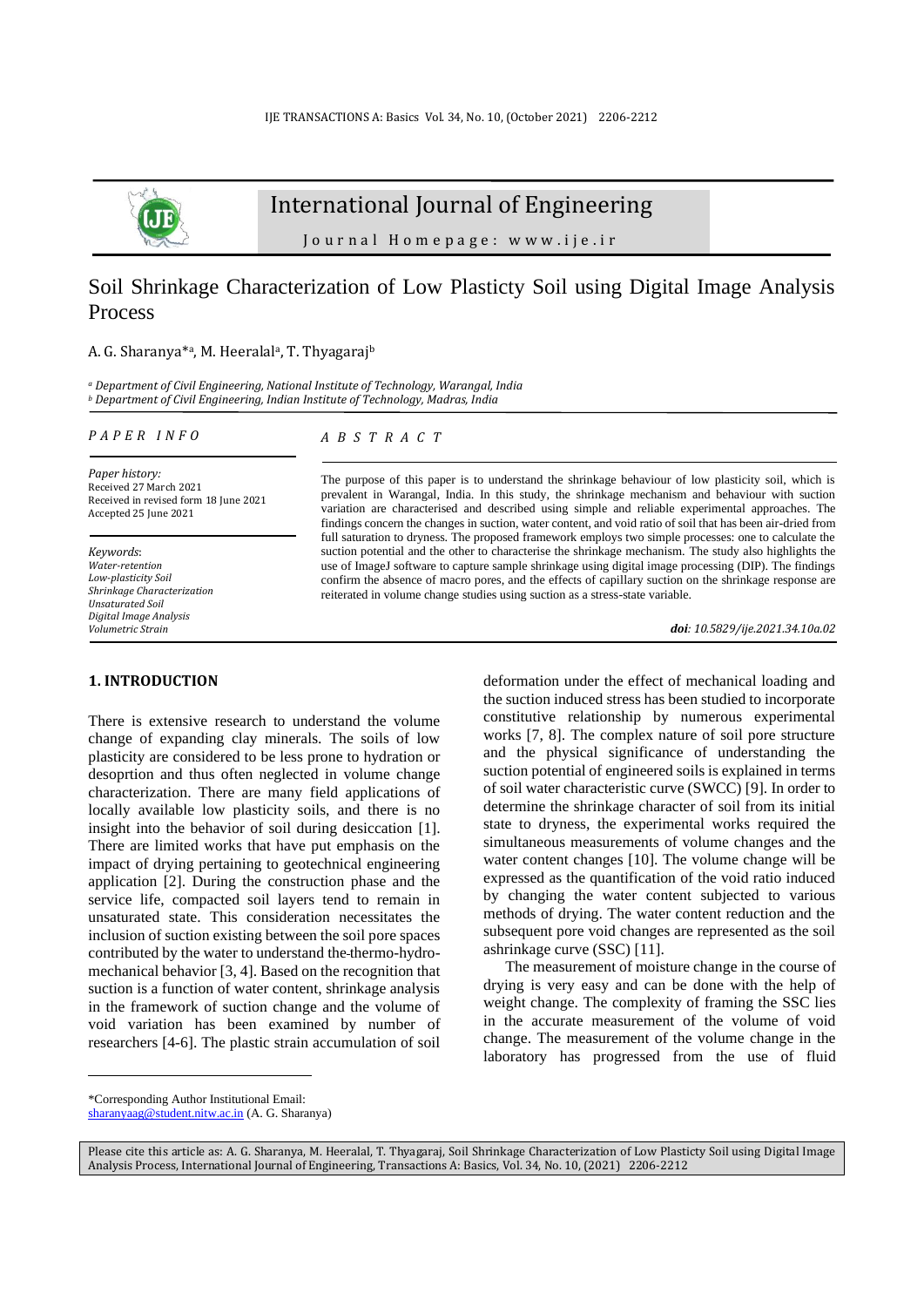# Soil Shrinkage Characterization of Low Plasticty Soil using Digital Image Analysis Process

A. G. Sharanya*[a], M. Heeralal[a], T. Thyagaraj[b]

[a] *Department of Civil Engineering, National Institute of Technology, Warangal, India*
[b] *Department of Civil Engineering, Indian Institute of Technology, Madras, India*

*P A P E R   I N F O*

*Paper history:*
Received 27 March 2021
Received in revised form 18 June 2021
Accepted 25 June 2021

*Keywords*:
*Water-retention*
*Low-plasticity Soil*
*Shrinkage Characterization*
*Unsaturated Soil*
*Digital Image Analysis*
*Volumetric Strain*

*A B S T R A C T*

The purpose of this paper is to understand the shrinkage behaviour of low plasticity soil, which is prevalent in Warangal, India. In this study, the shrinkage mechanism and behaviour with suction variation are characterised and described using simple and reliable experimental approaches. The findings concern the changes in suction, water content, and void ratio of soil that has been air-dried from full saturation to dryness. The proposed framework employs two simple processes: one to calculate the suction potential and the other to characterise the shrinkage mechanism. The study also highlights the use of ImageJ software to capture sample shrinkage using digital image processing (DIP). The findings confirm the absence of macro pores, and the effects of capillary suction on the shrinkage response are reiterated in volume change studies using suction as a stress-state variable.

***doi**: 10.5829/ije.2021.34.10a.02*

## 1. INTRODUCTION

There is extensive research to understand the volume change of expanding clay minerals. The soils of low plasticity are considered to be less prone to hydration or desoprtion and thus often neglected in volume change characterization. There are many field applications of locally available low plasticity soils, and there is no insight into the behavior of soil during desiccation [1]. There are limited works that have put emphasis on the impact of drying pertaining to geotechnical engineering application [2]. During the construction phase and the service life, compacted soil layers tend to remain in unsaturated state. This consideration necessitates the inclusion of suction existing between the soil pore spaces contributed by the water to understand the thermo-hydro-mechanical behavior [3, 4]. Based on the recognition that suction is a function of water content, shrinkage analysis in the framework of suction change and the volume of void variation has been examined by number of researchers [4-6]. The plastic strain accumulation of soil deformation under the effect of mechanical loading and the suction induced stress has been studied to incorporate constitutive relationship by numerous experimental works [7, 8]. The complex nature of soil pore structure and the physical significance of understanding the suction potential of engineered soils is explained in terms of soil water characteristic curve (SWCC) [9]. In order to determine the shrinkage character of soil from its initial state to dryness, the experimental works required the simultaneous measurements of volume changes and the water content changes [10]. The volume change will be expressed as the quantification of the void ratio induced by changing the water content subjected to various methods of drying. The water content reduction and the subsequent pore void changes are represented as the soil ashrinkage curve (SSC) [11].

The measurement of moisture change in the course of drying is very easy and can be done with the help of weight change. The complexity of framing the SSC lies in the accurate measurement of the volume of void change. The measurement of the volume change in the laboratory has progressed from the use of fluid

*Corresponding Author Institutional Email: sharanyaag@student.nitw.ac.in (A. G. Sharanya)

Please cite this article as: A. G. Sharanya, M. Heeralal, T. Thyagaraj, Soil Shrinkage Characterization of Low Plasticty Soil using Digital Image Analysis Process, International Journal of Engineering, Transactions A: Basics, Vol. 34, No. 10, (2021) 2206-2212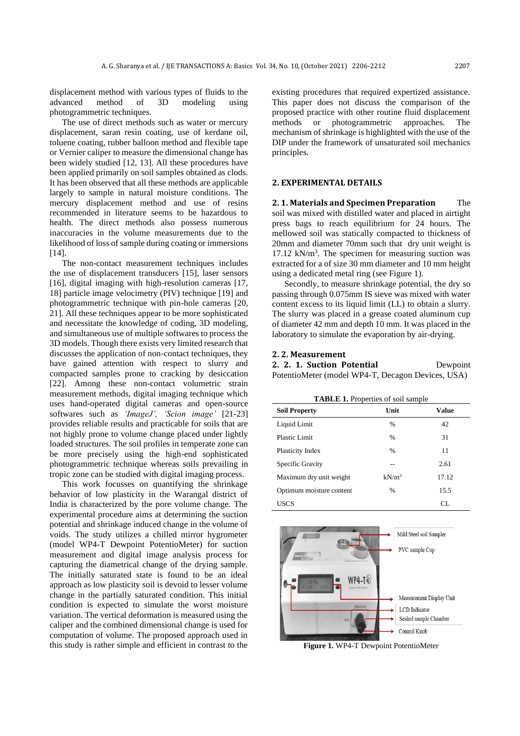displacement method with various types of fluids to the advanced method of 3D modeling using photogrammetric techniques.

The use of direct methods such as water or mercury displacement, saran resin coating, use of kerdane oil, toluene coating, rubber balloon method and flexible tape or Vernier caliper to measure the dimensional change has been widely studied [12, 13]. All these procedures have been applied primarily on soil samples obtained as clods. It has been observed that all these methods are applicable largely to sample in natural moisture conditions. The mercury displacement method and use of resins recommended in literature seems to be hazardous to health. The direct methods also possess numerous inaccuracies in the volume measurements due to the likelihood of loss of sample during coating or immersions [14].

The non-contact measurement techniques includes the use of displacement transducers [15], laser sensors [16], digital imaging with high-resolution cameras [17, 18] particle image velocimetry (PIV) technique [19] and photogrammetric technique with pin-hole cameras [20, 21]. All these techniques appear to be more sophisticated and necessitate the knowledge of coding, 3D modeling, and simultaneous use of multiple softwares to process the 3D models. Though there exists very limited research that discusses the application of non-contact techniques, they have gained attention with respect to slurry and compacted samples prone to cracking by desiccation [22]. Among these non-contact volumetric strain measurement methods, digital imaging technique which uses hand-operated digital cameras and open-source softwares such as *'ImageJ', 'Scion image'* [21-23] provides reliable results and practicable for soils that are not highly prone to volume change placed under lightly loaded structures. The soil profiles in temperate zone can be more precisely using the high-end sophisticated photogrammetric technique whereas soils prevailing in tropic zone can be studied with digital imaging process.

This work focusses on quantifying the shrinkage behavior of low plasticity in the Warangal district of India is characterized by the pore volume change. The experimental procedure aims at determining the suction potential and shrinkage induced change in the volume of voids. The study utilizes a chilled mirror hygrometer (model WP4-T Dewpoint PotentioMeter) for suction measurement and digital image analysis process for capturing the diametrical change of the drying sample. The initially saturated state is found to be an ideal approach as low plasticity soil is devoid to lesser volume change in the partially saturated condition. This initial condition is expected to simulate the worst moisture variation. The vertical deformation is measured using the caliper and the combined dimensional change is used for computation of volume. The proposed approach used in this study is rather simple and efficient in contrast to the existing procedures that required expertized assistance. This paper does not discuss the comparison of the proposed practice with other routine fluid displacement methods or photogrammetric approaches. The mechanism of shrinkage is highlighted with the use of the DIP under the framework of unsaturated soil mechanics principles.

## 2. EXPERIMENTAL DETAILS

**2. 1. Materials and Specimen Preparation** The soil was mixed with distilled water and placed in airtight press bags to reach equilibrium for 24 hours. The mellowed soil was statically compacted to thickness of 20mm and diameter 70mm such that dry unit weight is 17.12 kN/m$^3$. The specimen for measuring suction was extracted for a of size 30 mm diameter and 10 mm height using a dedicated metal ring (see Figure 1).

Secondly, to measure shrinkage potential, the dry so passing through 0.075mm IS sieve was mixed with water content excess to its liquid limit (LL) to obtain a slurry. The slurry was placed in a grease coated aluminum cup of diameter 42 mm and depth 10 mm. It was placed in the laboratory to simulate the evaporation by air-drying.

### 2. 2. Measurement

**2. 2. 1. Suction Potential** Dewpoint PotentioMeter (model WP4-T, Decagon Devices, USA)

**TABLE 1.** Properties of soil sample

| Soil Property | Unit | Value |
|---|---|---|
| Liquid Limit | % | 42 |
| Plastic Limit | % | 31 |
| Plasticity Index | % | 11 |
| Specific Gravity | -- | 2.61 |
| Maximum dry unit weight | kN/m$^3$ | 17.12 |
| Optimum moisture content | % | 15.5 |
| USCS | | CL |

Mild Steel soil Sampler
PVC sample Cup
Measurement Display Unit
LCD Indicator
Sealed sample Chamber
Control Knob

**Figure 1.** WP4-T Dewpoint PotentioMeter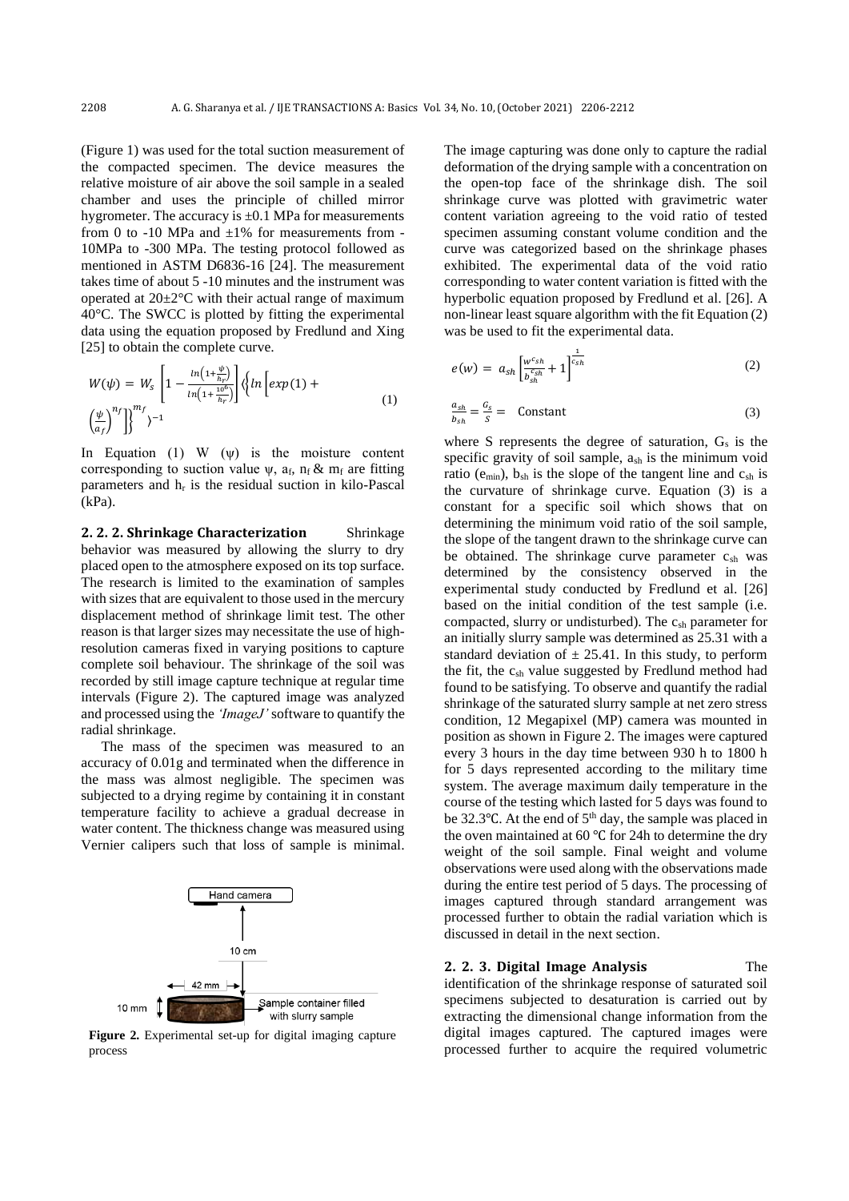(Figure 1) was used for the total suction measurement of the compacted specimen. The device measures the relative moisture of air above the soil sample in a sealed chamber and uses the principle of chilled mirror hygrometer. The accuracy is ±0.1 MPa for measurements from 0 to -10 MPa and ±1% for measurements from -10MPa to -300 MPa. The testing protocol followed as mentioned in ASTM D6836-16 [24]. The measurement takes time of about 5 -10 minutes and the instrument was operated at 20±2°C with their actual range of maximum 40°C. The SWCC is plotted by fitting the experimental data using the equation proposed by Fredlund and Xing [25] to obtain the complete curve.

$$W(\psi) = W_s\left[1 - \frac{\ln\left(1+\frac{\psi}{h_r}\right)}{\ln\left(1+\frac{10^6}{h_r}\right)}\right]\left\langle\left\{\ln\left[exp(1) + \left(\frac{\psi}{a_f}\right)^{n_f}\right]\right\}^{m_f}\right\rangle^{-1} \tag{1}$$

In Equation (1) W (ψ) is the moisture content corresponding to suction value ψ, $a_f$, $n_f$ & $m_f$ are fitting parameters and $h_r$ is the residual suction in kilo-Pascal (kPa).

**2. 2. 2. Shrinkage Characterization** Shrinkage behavior was measured by allowing the slurry to dry placed open to the atmosphere exposed on its top surface. The research is limited to the examination of samples with sizes that are equivalent to those used in the mercury displacement method of shrinkage limit test. The other reason is that larger sizes may necessitate the use of high-resolution cameras fixed in varying positions to capture complete soil behaviour. The shrinkage of the soil was recorded by still image capture technique at regular time intervals (Figure 2). The captured image was analyzed and processed using the *'ImageJ'* software to quantify the radial shrinkage.

The mass of the specimen was measured to an accuracy of 0.01g and terminated when the difference in the mass was almost negligible. The specimen was subjected to a drying regime by containing it in constant temperature facility to achieve a gradual decrease in water content. The thickness change was measured using Vernier calipers such that loss of sample is minimal.

**Figure 2.** Experimental set-up for digital imaging capture process

The image capturing was done only to capture the radial deformation of the drying sample with a concentration on the open-top face of the shrinkage dish. The soil shrinkage curve was plotted with gravimetric water content variation agreeing to the void ratio of tested specimen assuming constant volume condition and the curve was categorized based on the shrinkage phases exhibited. The experimental data of the void ratio corresponding to water content variation is fitted with the hyperbolic equation proposed by Fredlund et al. [26]. A non-linear least square algorithm with the fit Equation (2) was be used to fit the experimental data.

$$e(w) = a_{sh}\left[\frac{w^{c_{sh}}}{b_{sh}^{c_{sh}}} + 1\right]^{\frac{1}{c_{sh}}} \tag{2}$$

$$\frac{a_{sh}}{b_{sh}} = \frac{G_s}{S} = \text{Constant} \tag{3}$$

where S represents the degree of saturation, $G_s$ is the specific gravity of soil sample, $a_{sh}$ is the minimum void ratio ($e_{min}$), $b_{sh}$ is the slope of the tangent line and $c_{sh}$ is the curvature of shrinkage curve. Equation (3) is a constant for a specific soil which shows that on determining the minimum void ratio of the soil sample, the slope of the tangent drawn to the shrinkage curve can be obtained. The shrinkage curve parameter $c_{sh}$ was determined by the consistency observed in the experimental study conducted by Fredlund et al. [26] based on the initial condition of the test sample (i.e. compacted, slurry or undisturbed). The $c_{sh}$ parameter for an initially slurry sample was determined as 25.31 with a standard deviation of ± 25.41. In this study, to perform the fit, the $c_{sh}$ value suggested by Fredlund method had found to be satisfying. To observe and quantify the radial shrinkage of the saturated slurry sample at net zero stress condition, 12 Megapixel (MP) camera was mounted in position as shown in Figure 2. The images were captured every 3 hours in the day time between 930 h to 1800 h for 5 days represented according to the military time system. The average maximum daily temperature in the course of the testing which lasted for 5 days was found to be 32.3°C. At the end of 5th day, the sample was placed in the oven maintained at 60 °C for 24h to determine the dry weight of the soil sample. Final weight and volume observations were used along with the observations made during the entire test period of 5 days. The processing of images captured through standard arrangement was processed further to obtain the radial variation which is discussed in detail in the next section.

**2. 2. 3. Digital Image Analysis** The identification of the shrinkage response of saturated soil specimens subjected to desaturation is carried out by extracting the dimensional change information from the digital images captured. The captured images were processed further to acquire the required volumetric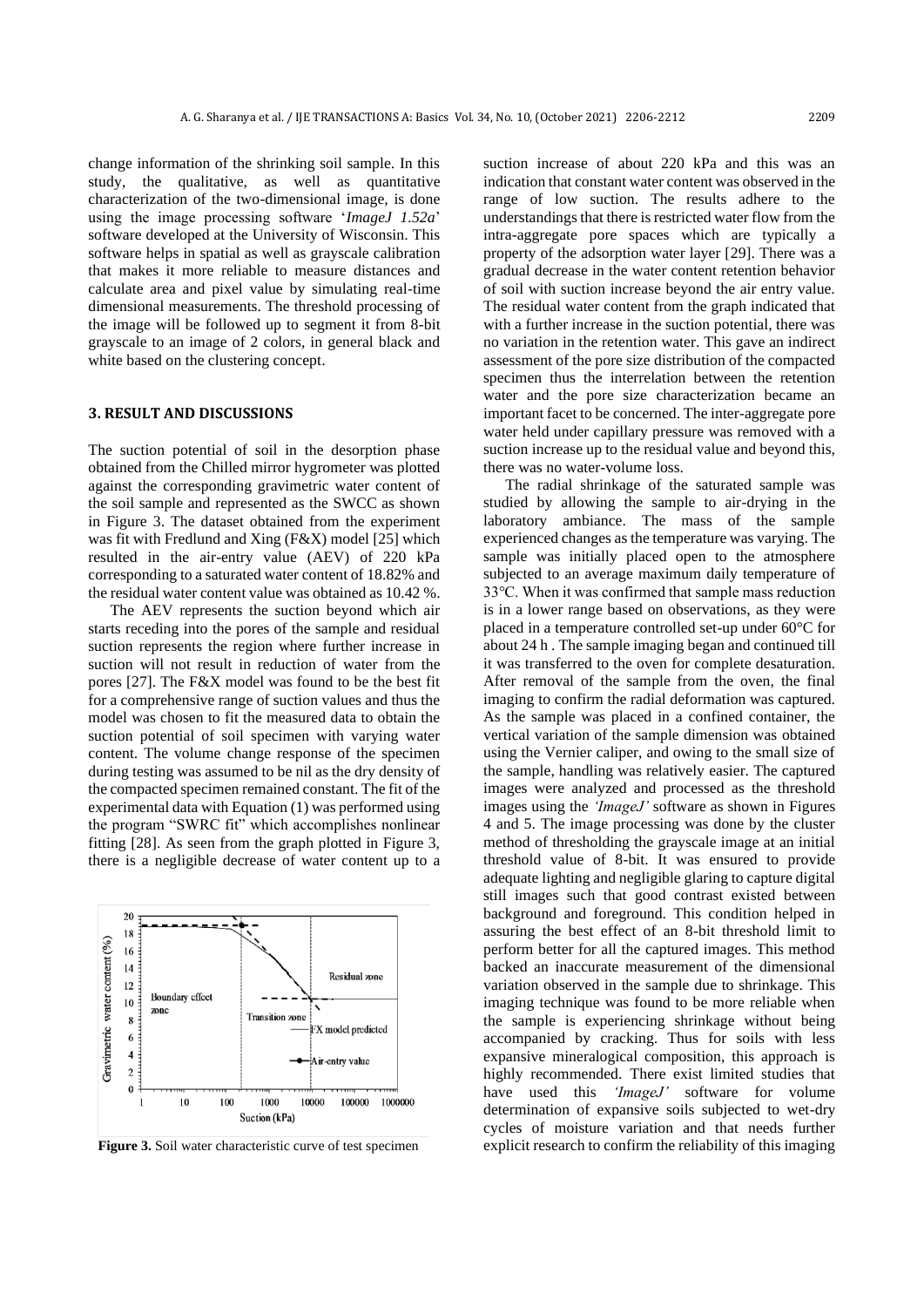change information of the shrinking soil sample. In this study, the qualitative, as well as quantitative characterization of the two-dimensional image, is done using the image processing software '*ImageJ 1.52a*' software developed at the University of Wisconsin. This software helps in spatial as well as grayscale calibration that makes it more reliable to measure distances and calculate area and pixel value by simulating real-time dimensional measurements. The threshold processing of the image will be followed up to segment it from 8-bit grayscale to an image of 2 colors, in general black and white based on the clustering concept.

## 3. RESULT AND DISCUSSIONS

The suction potential of soil in the desorption phase obtained from the Chilled mirror hygrometer was plotted against the corresponding gravimetric water content of the soil sample and represented as the SWCC as shown in Figure 3. The dataset obtained from the experiment was fit with Fredlund and Xing (F&X) model [25] which resulted in the air-entry value (AEV) of 220 kPa corresponding to a saturated water content of 18.82% and the residual water content value was obtained as 10.42 %.

The AEV represents the suction beyond which air starts receding into the pores of the sample and residual suction represents the region where further increase in suction will not result in reduction of water from the pores [27]. The F&X model was found to be the best fit for a comprehensive range of suction values and thus the model was chosen to fit the measured data to obtain the suction potential of soil specimen with varying water content. The volume change response of the specimen during testing was assumed to be nil as the dry density of the compacted specimen remained constant. The fit of the experimental data with Equation (1) was performed using the program "SWRC fit" which accomplishes nonlinear fitting [28]. As seen from the graph plotted in Figure 3, there is a negligible decrease of water content up to a

**Figure 3.** Soil water characteristic curve of test specimen

suction increase of about 220 kPa and this was an indication that constant water content was observed in the range of low suction. The results adhere to the understandings that there is restricted water flow from the intra-aggregate pore spaces which are typically a property of the adsorption water layer [29]. There was a gradual decrease in the water content retention behavior of soil with suction increase beyond the air entry value. The residual water content from the graph indicated that with a further increase in the suction potential, there was no variation in the retention water. This gave an indirect assessment of the pore size distribution of the compacted specimen thus the interrelation between the retention water and the pore size characterization became an important facet to be concerned. The inter-aggregate pore water held under capillary pressure was removed with a suction increase up to the residual value and beyond this, there was no water-volume loss.

The radial shrinkage of the saturated sample was studied by allowing the sample to air-drying in the laboratory ambiance. The mass of the sample experienced changes as the temperature was varying. The sample was initially placed open to the atmosphere subjected to an average maximum daily temperature of 33°C. When it was confirmed that sample mass reduction is in a lower range based on observations, as they were placed in a temperature controlled set-up under 60°C for about 24 h . The sample imaging began and continued till it was transferred to the oven for complete desaturation. After removal of the sample from the oven, the final imaging to confirm the radial deformation was captured. As the sample was placed in a confined container, the vertical variation of the sample dimension was obtained using the Vernier caliper, and owing to the small size of the sample, handling was relatively easier. The captured images were analyzed and processed as the threshold images using the *'ImageJ'* software as shown in Figures 4 and 5. The image processing was done by the cluster method of thresholding the grayscale image at an initial threshold value of 8-bit. It was ensured to provide adequate lighting and negligible glaring to capture digital still images such that good contrast existed between background and foreground. This condition helped in assuring the best effect of an 8-bit threshold limit to perform better for all the captured images. This method backed an inaccurate measurement of the dimensional variation observed in the sample due to shrinkage. This imaging technique was found to be more reliable when the sample is experiencing shrinkage without being accompanied by cracking. Thus for soils with less expansive mineralogical composition, this approach is highly recommended. There exist limited studies that have used this *'ImageJ'* software for volume determination of expansive soils subjected to wet-dry cycles of moisture variation and that needs further explicit research to confirm the reliability of this imaging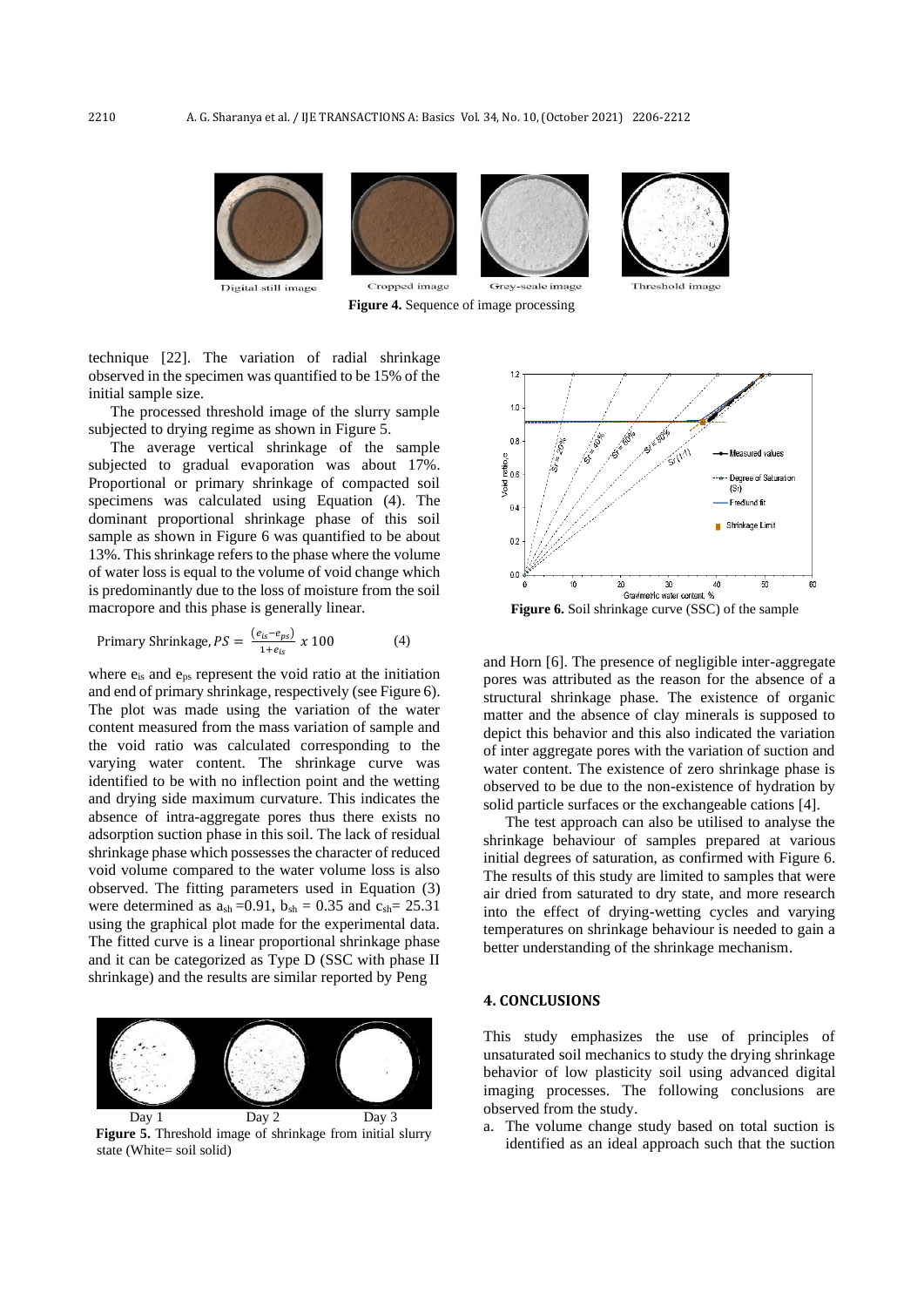Digital still image Cropped image Grey-scale image Threshold image

**Figure 4.** Sequence of image processing

technique [22]. The variation of radial shrinkage observed in the specimen was quantified to be 15% of the initial sample size.

The processed threshold image of the slurry sample subjected to drying regime as shown in Figure 5.

The average vertical shrinkage of the sample subjected to gradual evaporation was about 17%. Proportional or primary shrinkage of compacted soil specimens was calculated using Equation (4). The dominant proportional shrinkage phase of this soil sample as shown in Figure 6 was quantified to be about 13%. This shrinkage refers to the phase where the volume of water loss is equal to the volume of void change which is predominantly due to the loss of moisture from the soil macropore and this phase is generally linear.

$$\text{Primary Shrinkage, } PS = \frac{(e_{is} - e_{ps})}{1 + e_{is}} \times 100 \qquad (4)$$

where $e_{is}$ and $e_{ps}$ represent the void ratio at the initiation and end of primary shrinkage, respectively (see Figure 6). The plot was made using the variation of the water content measured from the mass variation of sample and the void ratio was calculated corresponding to the varying water content. The shrinkage curve was identified to be with no inflection point and the wetting and drying side maximum curvature. This indicates the absence of intra-aggregate pores thus there exists no adsorption suction phase in this soil. The lack of residual shrinkage phase which possesses the character of reduced void volume compared to the water volume loss is also observed. The fitting parameters used in Equation (3) were determined as $a_{sh}$ =0.91, $b_{sh}$ = 0.35 and $c_{sh}$= 25.31 using the graphical plot made for the experimental data. The fitted curve is a linear proportional shrinkage phase and it can be categorized as Type D (SSC with phase II shrinkage) and the results are similar reported by Peng and Horn [6]. The presence of negligible inter-aggregate pores was attributed as the reason for the absence of a structural shrinkage phase. The existence of organic matter and the absence of clay minerals is supposed to depict this behavior and this also indicated the variation of inter aggregate pores with the variation of suction and water content. The existence of zero shrinkage phase is observed to be due to the non-existence of hydration by solid particle surfaces or the exchangeable cations [4].

Day 1 Day 2 Day 3

**Figure 5.** Threshold image of shrinkage from initial slurry state (White= soil solid)

**Figure 6.** Soil shrinkage curve (SSC) of the sample

The test approach can also be utilised to analyse the shrinkage behaviour of samples prepared at various initial degrees of saturation, as confirmed with Figure 6. The results of this study are limited to samples that were air dried from saturated to dry state, and more research into the effect of drying-wetting cycles and varying temperatures on shrinkage behaviour is needed to gain a better understanding of the shrinkage mechanism.

## 4. CONCLUSIONS

This study emphasizes the use of principles of unsaturated soil mechanics to study the drying shrinkage behavior of low plasticity soil using advanced digital imaging processes. The following conclusions are observed from the study.

a. The volume change study based on total suction is identified as an ideal approach such that the suction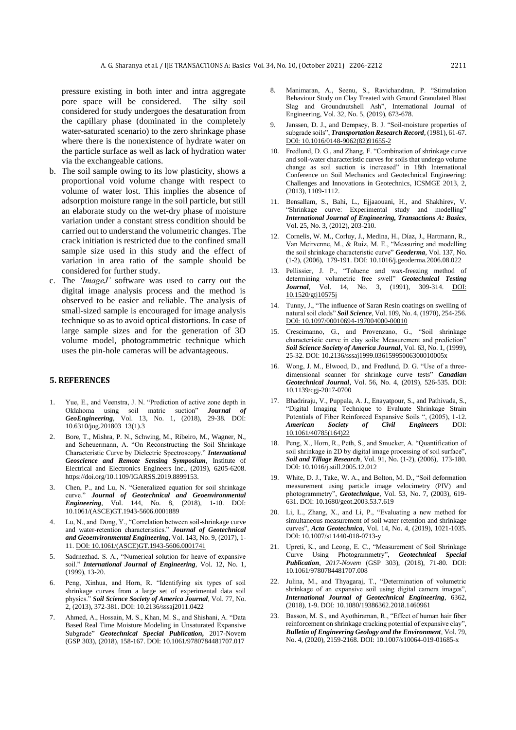pressure existing in both inter and intra aggregate pore space will be considered. The silty soil considered for study undergoes the desaturation from the capillary phase (dominated in the completely water-saturated scenario) to the zero shrinkage phase where there is the nonexistence of hydrate water on the particle surface as well as lack of hydration water via the exchangeable cations.

b. The soil sample owing to its low plasticity, shows a proportional void volume change with respect to volume of water lost. This implies the absence of adsorption moisture range in the soil particle, but still an elaborate study on the wet-dry phase of moisture variation under a constant stress condition should be carried out to understand the volumetric changes. The crack initiation is restricted due to the confined small sample size used in this study and the effect of variation in area ratio of the sample should be considered for further study.

c. The *'ImageJ'* software was used to carry out the digital image analysis process and the method is observed to be easier and reliable. The analysis of small-sized sample is encouraged for image analysis technique so as to avoid optical distortions. In case of large sample sizes and for the generation of 3D volume model, photogrammetric technique which uses the pin-hole cameras will be advantageous.

## 5. REFERENCES

1. Yue, E., and Veenstra, J. N. "Prediction of active zone depth in Oklahoma using soil matric suction" ***Journal of GeoEngineering***, Vol. 13, No. 1, (2018), 29-38. DOI: 10.6310/jog.201803_13(1).3
2. Bore, T., Mishra, P. N., Schwing, M., Ribeiro, M., Wagner, N., and Scheuermann, A. "On Reconstructing the Soil Shrinkage Characteristic Curve by Dielectric Spectroscopy." ***International Geoscience and Remote Sensing Symposium***, Institute of Electrical and Electronics Engineers Inc., (2019), 6205-6208. https://doi.org/10.1109/IGARSS.2019.8899153.
3. Chen, P., and Lu, N. "Generalized equation for soil shrinkage curve." ***Journal of Geotechnical and Geoenvironmental Engineering***, Vol. 144, No. 8, (2018), 1-10. DOI: 10.1061/(ASCE)GT.1943-5606.0001889
4. Lu, N., and Dong, Y., "Correlation between soil-shrinkage curve and water-retention characteristics." ***Journal of Geotechnical and Geoenvironmental Engineering***, Vol. 143, No. 9, (2017), 1-11. DOI: 10.1061/(ASCE)GT.1943-5606.0001741
5. Sadrnezhad. S. A., "Numerical solution for heave of expansive soil." ***International Journal of Engineering***, Vol. 12, No. 1, (1999), 13-20.
6. Peng, Xinhua, and Horn, R. "Identifying six types of soil shrinkage curves from a large set of experimental data soil physics." ***Soil Science Society of America Journal***, Vol. 77, No. 2, (2013), 372-381. DOI: 10.2136/sssaj2011.0422
7. Ahmed, A., Hossain, M. S., Khan, M. S., and Shishani, A. "Data Based Real Time Moisture Modeling in Unsaturated Expansive Subgrade" ***Geotechnical Special Publication***, 2017-Novem (GSP 303), (2018), 158-167. DOI: 10.1061/9780784481707.017
8. Manimaran, A., Seenu, S., Ravichandran, P. "Stimulation Behaviour Study on Clay Treated with Ground Granulated Blast Slag and Groundnutshell Ash", International Journal of Engineering, Vol. 32, No. 5, (2019), 673-678.
9. Janssen, D. J., and Dempsey, B. J. "Soil-moisture properties of subgrade soils", ***Transportation Research Record***, (1981), 61-67. DOI: 10.1016/0148-9062(82)91655-2
10. Fredlund, D. G., and Zhang, F. "Combination of shrinkage curve and soil-water characteristic curves for soils that undergo volume change as soil suction is increased" in 18th International Conference on Soil Mechanics and Geotechnical Engineering: Challenges and Innovations in Geotechnics, ICSMGE 2013, 2, (2013), 1109-1112.
11. Bensallam, S., Bahi, L., Ejjaaouani, H., and Shakhirev, V. "Shrinkage curve: Experimental study and modelling" ***International Journal of Engineering, Transactions A: Basics***, Vol. 25, No. 3, (2012), 203-210.
12. Cornelis, W. M., Corluy, J., Medina, H., Díaz, J., Hartmann, R., Van Meirvenne, M., & Ruiz, M. E., "Measuring and modelling the soil shrinkage characteristic curve" ***Geoderma***, Vol. 137, No. (1-2), (2006), 179-191. DOI: 10.1016/j.geoderma.2006.08.022
13. Pellissier, J. P., "Toluene and wax-freezing method of determining volumetric free swell" ***Geotechnical Testing Journal***, Vol. 14, No. 3, (1991), 309-314. DOI: 10.1520/gtj10575j
14. Tunny, J., "The influence of Saran Resin coatings on swelling of natural soil clods" ***Soil Science***, Vol. 109, No. 4, (1970), 254-256. DOI: 10.1097/00010694-197004000-00010
15. Crescimanno, G., and Provenzano, G., "Soil shrinkage characteristic curve in clay soils: Measurement and prediction" ***Soil Science Society of America Journal***, Vol. 63, No. 1, (1999), 25-32. DOI: 10.2136/sssaj1999.03615995006300010005x
16. Wong, J. M., Elwood, D., and Fredlund, D. G. "Use of a three-dimensional scanner for shrinkage curve tests" ***Canadian Geotechnical Journal***, Vol. 56, No. 4, (2019), 526-535. DOI: 10.1139/cgj-2017-0700
17. Bhadriraju, V., Puppala, A. J., Enayatpour, S., and Pathivada, S., "Digital Imaging Technique to Evaluate Shrinkage Strain Potentials of Fiber Reinforced Expansive Soils ", (2005), 1-12. ***American Society of Civil Engineers*** DOI: 10.1061/40785(164)22
18. Peng, X., Horn, R., Peth, S., and Smucker, A. "Quantification of soil shrinkage in 2D by digital image processing of soil surface", ***Soil and Tillage Research***, Vol. 91, No. (1-2), (2006), 173-180. DOI: 10.1016/j.still.2005.12.012
19. White, D. J., Take, W. A., and Bolton, M. D., "Soil deformation measurement using particle image velocimetry (PIV) and photogrammetry", ***Geotechnique***, Vol. 53, No. 7, (2003), 619-631. DOI: 10.1680/geot.2003.53.7.619
20. Li, L., Zhang, X., and Li, P., "Evaluating a new method for simultaneous measurement of soil water retention and shrinkage curves", ***Acta Geotechnica***, Vol. 14, No. 4, (2019), 1021-1035. DOI: 10.1007/s11440-018-0713-y
21. Upreti, K., and Leong, E. C., "Measurement of Soil Shrinkage Curve Using Photogrammetry", ***Geotechnical Special Publication***, *2017-Novem* (GSP 303), (2018), 71-80. DOI: 10.1061/9780784481707.008
22. Julina, M., and Thyagaraj, T., "Determination of volumetric shrinkage of an expansive soil using digital camera images", ***International Journal of Geotechnical Engineering***, 6362, (2018), 1-9. DOI: 10.1080/19386362.2018.1460961
23. Basson, M. S., and Ayothiraman, R., "Effect of human hair fiber reinforcement on shrinkage cracking potential of expansive clay", ***Bulletin of Engineering Geology and the Environment***, Vol. 79, No. 4, (2020), 2159-2168. DOI: 10.1007/s10064-019-01685-x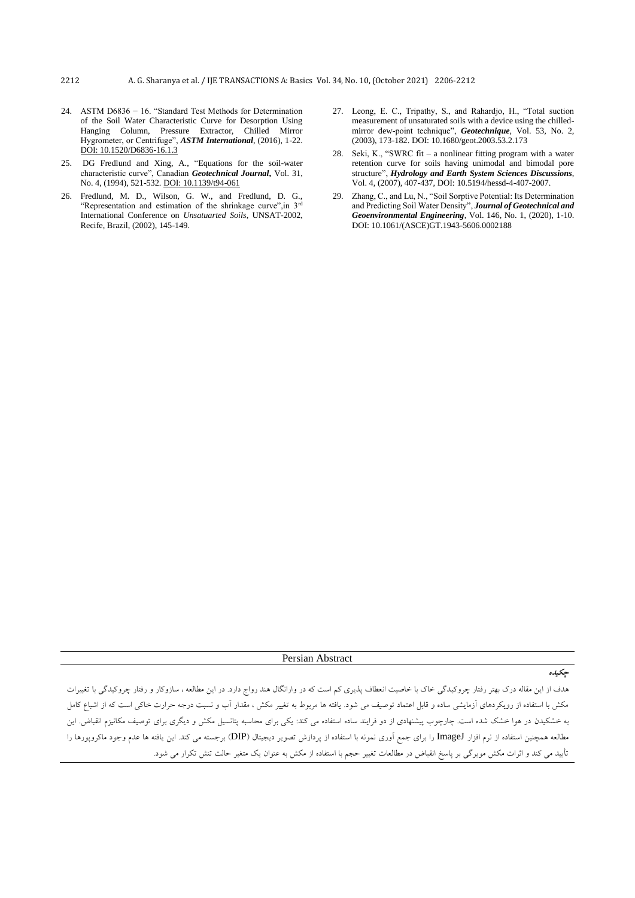24. ASTM D6836 − 16. "Standard Test Methods for Determination of the Soil Water Characteristic Curve for Desorption Using Hanging Column, Pressure Extractor, Chilled Mirror Hygrometer, or Centrifuge", ***ASTM International***, (2016), 1-22. DOI: 10.1520/D6836-16.1.3

25. DG Fredlund and Xing, A., "Equations for the soil-water characteristic curve", Canadian ***Geotechnical Journal*****,** Vol. 31, No. 4, (1994), 521-532. DOI: 10.1139/t94-061

26. Fredlund, M. D., Wilson, G. W., and Fredlund, D. G., "Representation and estimation of the shrinkage curve",in 3rd International Conference on *Unsatuarted Soils*, UNSAT-2002, Recife, Brazil, (2002), 145-149.

27. Leong, E. C., Tripathy, S., and Rahardjo, H., "Total suction measurement of unsaturated soils with a device using the chilled-mirror dew-point technique", ***Geotechnique***, Vol. 53, No. 2, (2003), 173-182. DOI: 10.1680/geot.2003.53.2.173

28. Seki, K., "SWRC fit – a nonlinear fitting program with a water retention curve for soils having unimodal and bimodal pore structure", ***Hydrology and Earth System Sciences Discussions***, Vol. 4, (2007), 407-437, DOI: 10.5194/hessd-4-407-2007.

29. Zhang, C., and Lu, N., "Soil Sorptive Potential: Its Determination and Predicting Soil Water Density", ***Journal of Geotechnical and Geoenvironmental Engineering***, Vol. 146, No. 1, (2020), 1-10. DOI: 10.1061/(ASCE)GT.1943-5606.0002188

## Persian Abstract

**چکیده**

هدف از این مقاله درک بهتر رفتار چروکیدگی خاک با خاصیت انعطاف پذیری کم است که در وارانگال هند رواج دارد. در این مطالعه ، سازوکار و رفتار چروکیدگی با تغییرات مکش با استفاده از رویکردهای آزمایشی ساده و قابل اعتماد توصیف می شود. یافته ها مربوط به تغییر مکش ، مقدار آب و نسبت درجه حرارت خاکی است که از اشباع کامل به خشکیدن در هوا خشک شده است. چارچوب پیشنهادی از دو فرایند ساده استفاده می کند: یکی برای محاسبه پتانسیل مکش و دیگری برای توصیف مکانیزم انقباض. این مطالعه همچنین استفاده از نرم افزار ImageJ را برای جمع آوری نمونه با استفاده از پردازش تصویر دیجیتال (DIP) برجسته می کند. این یافته ها عدم وجود ماکروپورها را تأیید می کند و اثرات مکش مویرگی بر پاسخ انقباض در مطالعات تغییر حجم با استفاده از مکش به عنوان یک متغیر حالت تنش تکرار می شود.